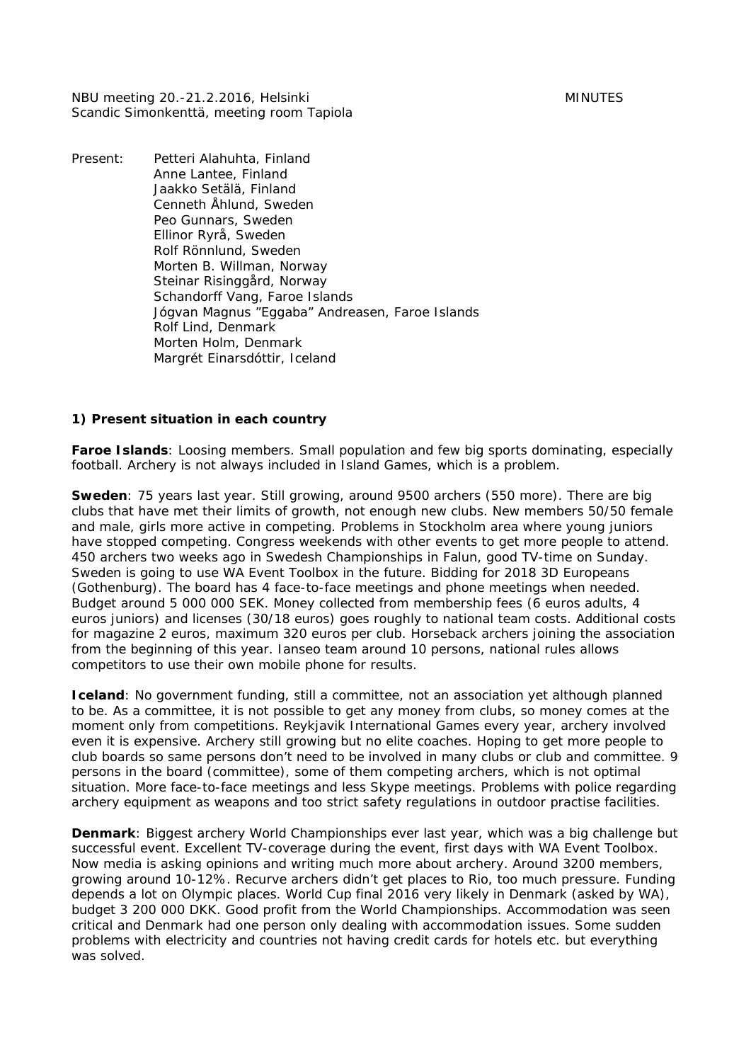NBU meeting 20.-21.2.2016, Helsinki MINUTES

Scandic Simonkenttä, meeting room Tapiola

Present: Petteri Alahuhta, Finland
Anne Lantee, Finland
Jaakko Setälä, Finland
Cenneth Åhlund, Sweden
Peo Gunnars, Sweden
Ellinor Ryrå, Sweden
Rolf Rönnlund, Sweden
Morten B. Willman, Norway
Steinar Risinggård, Norway
Schandorff Vang, Faroe Islands
Jógvan Magnus ”Eggaba” Andreasen, Faroe Islands
Rolf Lind, Denmark
Morten Holm, Denmark
Margrét Einarsdóttir, Iceland

**1) Present situation in each country**

**Faroe Islands**: Loosing members. Small population and few big sports dominating, especially football. Archery is not always included in Island Games, which is a problem.

**Sweden**: 75 years last year. Still growing, around 9500 archers (550 more). There are big clubs that have met their limits of growth, not enough new clubs. New members 50/50 female and male, girls more active in competing. Problems in Stockholm area where young juniors have stopped competing. Congress weekends with other events to get more people to attend. 450 archers two weeks ago in Swedesh Championships in Falun, good TV-time on Sunday. Sweden is going to use WA Event Toolbox in the future. Bidding for 2018 3D Europeans (Gothenburg). The board has 4 face-to-face meetings and phone meetings when needed. Budget around 5 000 000 SEK. Money collected from membership fees (6 euros adults, 4 euros juniors) and licenses (30/18 euros) goes roughly to national team costs. Additional costs for magazine 2 euros, maximum 320 euros per club. Horseback archers joining the association from the beginning of this year. Ianseo team around 10 persons, national rules allows competitors to use their own mobile phone for results.

**Iceland**: No government funding, still a committee, not an association yet although planned to be. As a committee, it is not possible to get any money from clubs, so money comes at the moment only from competitions. Reykjavik International Games every year, archery involved even it is expensive. Archery still growing but no elite coaches. Hoping to get more people to club boards so same persons don't need to be involved in many clubs or club and committee. 9 persons in the board (committee), some of them competing archers, which is not optimal situation. More face-to-face meetings and less Skype meetings. Problems with police regarding archery equipment as weapons and too strict safety regulations in outdoor practise facilities.

**Denmark**: Biggest archery World Championships ever last year, which was a big challenge but successful event. Excellent TV-coverage during the event, first days with WA Event Toolbox. Now media is asking opinions and writing much more about archery. Around 3200 members, growing around 10-12%. Recurve archers didn't get places to Rio, too much pressure. Funding depends a lot on Olympic places. World Cup final 2016 very likely in Denmark (asked by WA), budget 3 200 000 DKK. Good profit from the World Championships. Accommodation was seen critical and Denmark had one person only dealing with accommodation issues. Some sudden problems with electricity and countries not having credit cards for hotels etc. but everything was solved.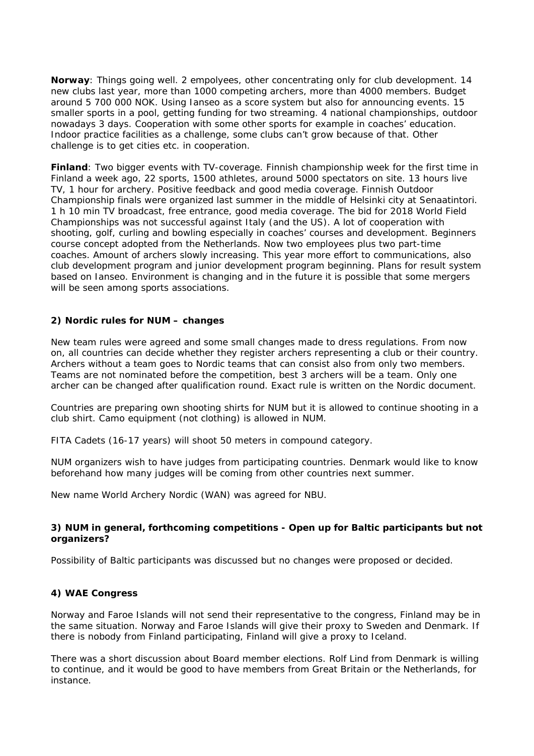**Norway**: Things going well. 2 empolyees, other concentrating only for club development. 14 new clubs last year, more than 1000 competing archers, more than 4000 members. Budget around 5 700 000 NOK. Using Ianseo as a score system but also for announcing events. 15 smaller sports in a pool, getting funding for two streaming. 4 national championships, outdoor nowadays 3 days. Cooperation with some other sports for example in coaches' education. Indoor practice facilities as a challenge, some clubs can't grow because of that. Other challenge is to get cities etc. in cooperation.

**Finland**: Two bigger events with TV-coverage. Finnish championship week for the first time in Finland a week ago, 22 sports, 1500 athletes, around 5000 spectators on site. 13 hours live TV, 1 hour for archery. Positive feedback and good media coverage. Finnish Outdoor Championship finals were organized last summer in the middle of Helsinki city at Senaatintori. 1 h 10 min TV broadcast, free entrance, good media coverage. The bid for 2018 World Field Championships was not successful against Italy (and the US). A lot of cooperation with shooting, golf, curling and bowling especially in coaches' courses and development. Beginners course concept adopted from the Netherlands. Now two employees plus two part-time coaches. Amount of archers slowly increasing. This year more effort to communications, also club development program and junior development program beginning. Plans for result system based on Ianseo. Environment is changing and in the future it is possible that some mergers will be seen among sports associations.

### 2) Nordic rules for NUM – changes

New team rules were agreed and some small changes made to dress regulations. From now on, all countries can decide whether they register archers representing a club or their country. Archers without a team goes to Nordic teams that can consist also from only two members. Teams are not nominated before the competition, best 3 archers will be a team. Only one archer can be changed after qualification round. Exact rule is written on the Nordic document.

Countries are preparing own shooting shirts for NUM but it is allowed to continue shooting in a club shirt. Camo equipment (not clothing) is allowed in NUM.

FITA Cadets (16-17 years) will shoot 50 meters in compound category.

NUM organizers wish to have judges from participating countries. Denmark would like to know beforehand how many judges will be coming from other countries next summer.

New name World Archery Nordic (WAN) was agreed for NBU.

### 3) NUM in general, forthcoming competitions - Open up for Baltic participants but not organizers?

Possibility of Baltic participants was discussed but no changes were proposed or decided.

### 4) WAE Congress

Norway and Faroe Islands will not send their representative to the congress, Finland may be in the same situation. Norway and Faroe Islands will give their proxy to Sweden and Denmark. If there is nobody from Finland participating, Finland will give a proxy to Iceland.

There was a short discussion about Board member elections. Rolf Lind from Denmark is willing to continue, and it would be good to have members from Great Britain or the Netherlands, for instance.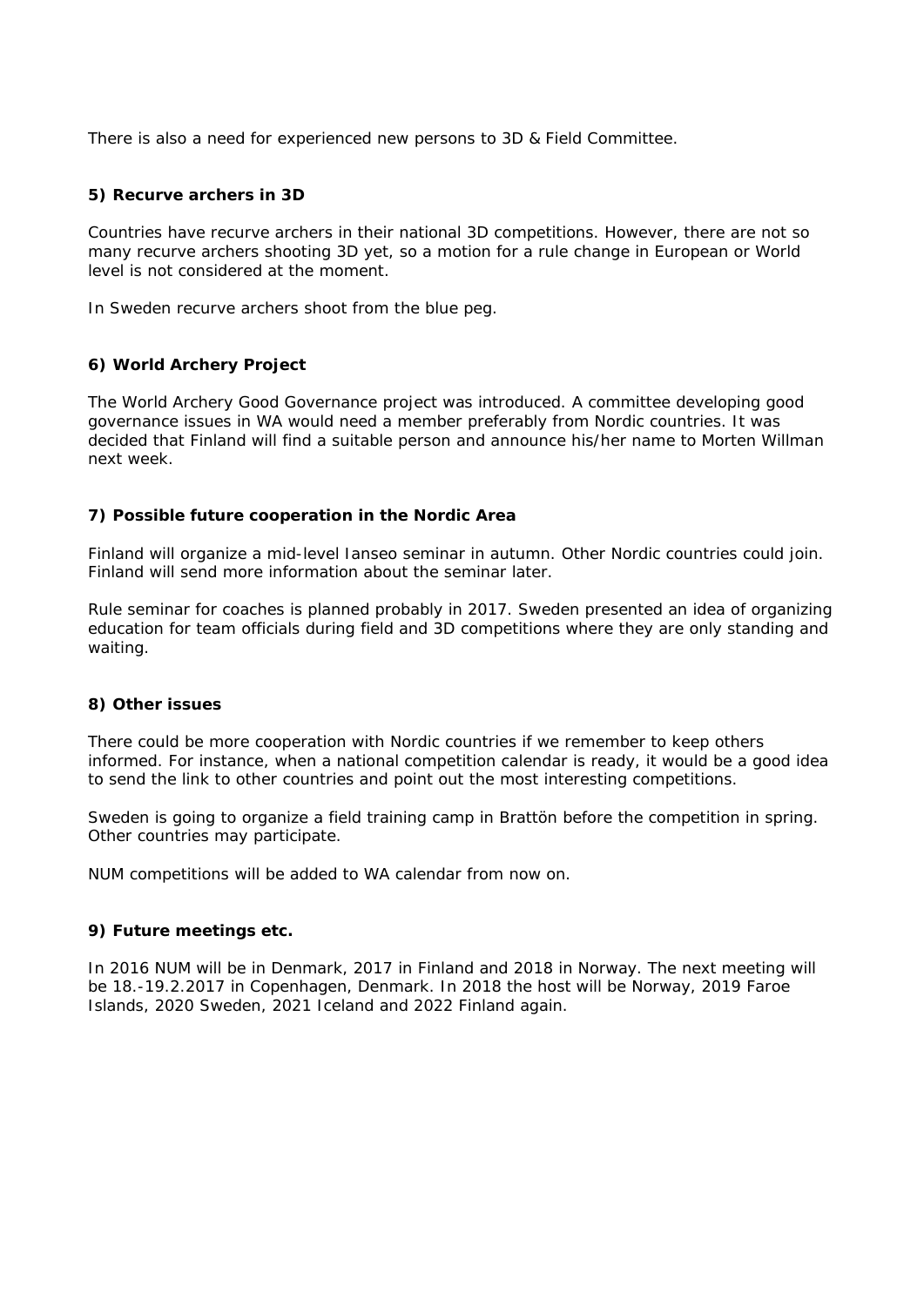There is also a need for experienced new persons to 3D & Field Committee.

**5) Recurve archers in 3D**

Countries have recurve archers in their national 3D competitions. However, there are not so many recurve archers shooting 3D yet, so a motion for a rule change in European or World level is not considered at the moment.

In Sweden recurve archers shoot from the blue peg.

**6) World Archery Project**

The World Archery Good Governance project was introduced. A committee developing good governance issues in WA would need a member preferably from Nordic countries. It was decided that Finland will find a suitable person and announce his/her name to Morten Willman next week.

**7) Possible future cooperation in the Nordic Area**

Finland will organize a mid-level Ianseo seminar in autumn. Other Nordic countries could join. Finland will send more information about the seminar later.

Rule seminar for coaches is planned probably in 2017. Sweden presented an idea of organizing education for team officials during field and 3D competitions where they are only standing and waiting.

**8) Other issues**

There could be more cooperation with Nordic countries if we remember to keep others informed. For instance, when a national competition calendar is ready, it would be a good idea to send the link to other countries and point out the most interesting competitions.

Sweden is going to organize a field training camp in Brattön before the competition in spring. Other countries may participate.

NUM competitions will be added to WA calendar from now on.

**9) Future meetings etc.**

In 2016 NUM will be in Denmark, 2017 in Finland and 2018 in Norway. The next meeting will be 18.-19.2.2017 in Copenhagen, Denmark. In 2018 the host will be Norway, 2019 Faroe Islands, 2020 Sweden, 2021 Iceland and 2022 Finland again.